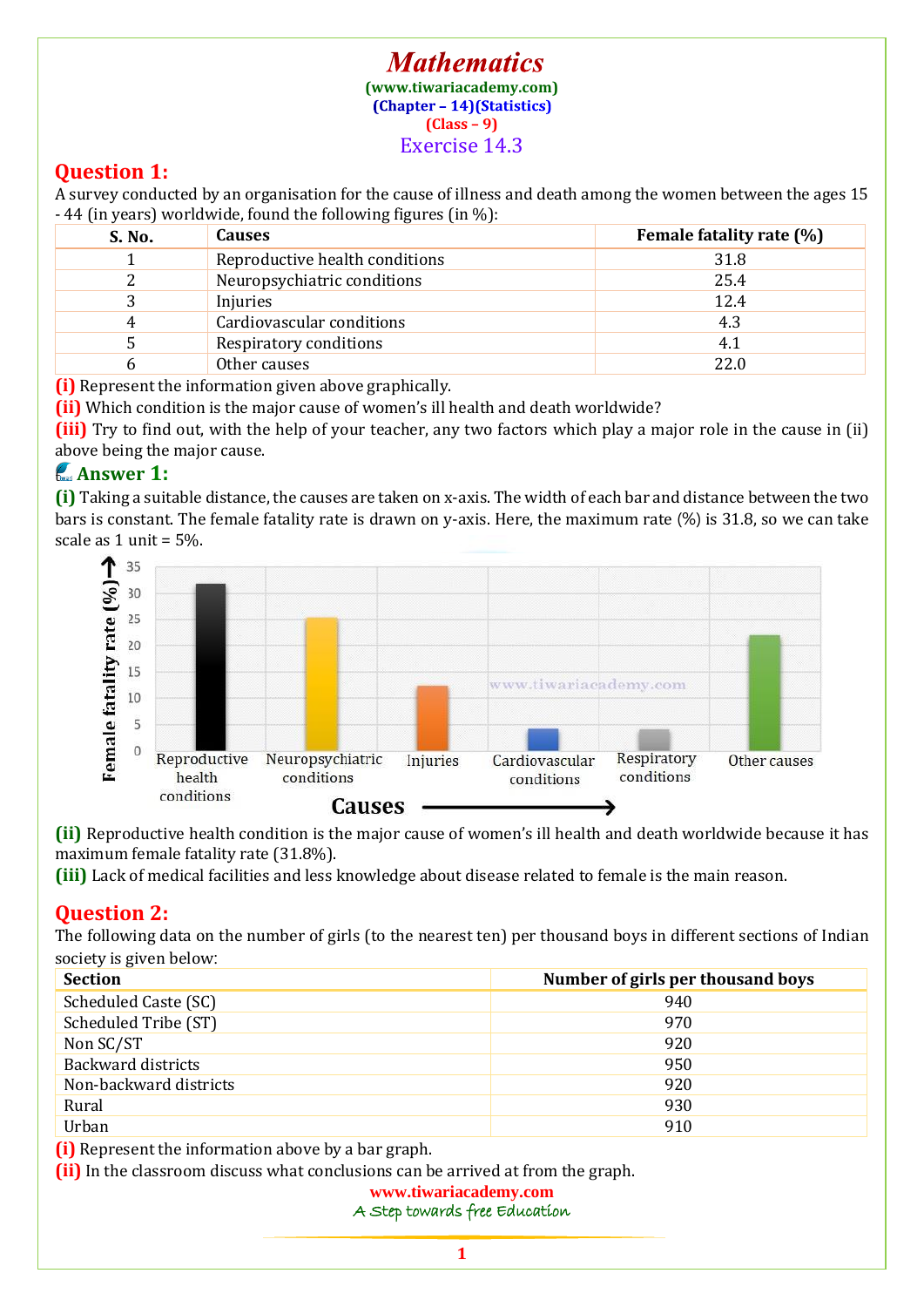# Mathematics

(www.tiwariacademy.com)
(Chapter – 14)(Statistics)
(Class – 9)

## Exercise 14.3

## Question 1:

A survey conducted by an organisation for the cause of illness and death among the women between the ages 15 - 44 (in years) worldwide, found the following figures (in %):

| S. No. | Causes | Female fatality rate (%) |
|---|---|---|
| 1 | Reproductive health conditions | 31.8 |
| 2 | Neuropsychiatric conditions | 25.4 |
| 3 | Injuries | 12.4 |
| 4 | Cardiovascular conditions | 4.3 |
| 5 | Respiratory conditions | 4.1 |
| 6 | Other causes | 22.0 |

**(i)** Represent the information given above graphically.
**(ii)** Which condition is the major cause of women's ill health and death worldwide?
**(iii)** Try to find out, with the help of your teacher, any two factors which play a major role in the cause in (ii) above being the major cause.

## Answer 1:

**(i)** Taking a suitable distance, the causes are taken on x-axis. The width of each bar and distance between the two bars is constant. The female fatality rate is drawn on y-axis. Here, the maximum rate (%) is 31.8, so we can take scale as 1 unit = 5%.

**(ii)** Reproductive health condition is the major cause of women's ill health and death worldwide because it has maximum female fatality rate (31.8%).
**(iii)** Lack of medical facilities and less knowledge about disease related to female is the main reason.

## Question 2:

The following data on the number of girls (to the nearest ten) per thousand boys in different sections of Indian society is given below:

| Section | Number of girls per thousand boys |
|---|---|
| Scheduled Caste (SC) | 940 |
| Scheduled Tribe (ST) | 970 |
| Non SC/ST | 920 |
| Backward districts | 950 |
| Non-backward districts | 920 |
| Rural | 930 |
| Urban | 910 |

**(i)** Represent the information above by a bar graph.
**(ii)** In the classroom discuss what conclusions can be arrived at from the graph.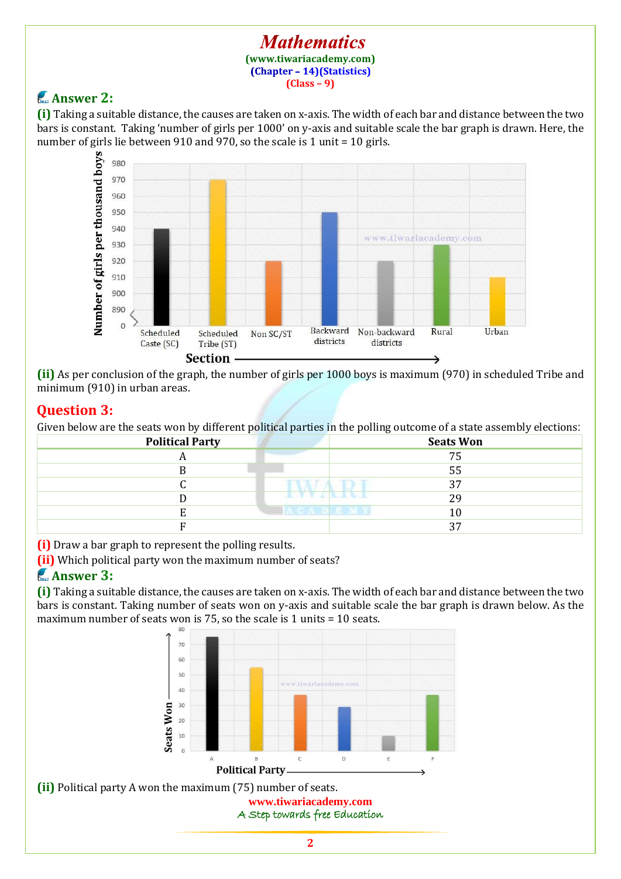## Answer 2:

**(i)** Taking a suitable distance, the causes are taken on x-axis. The width of each bar and distance between the two bars is constant. Taking 'number of girls per 1000' on y-axis and suitable scale the bar graph is drawn. Here, the number of girls lie between 910 and 970, so the scale is 1 unit = 10 girls.

**(ii)** As per conclusion of the graph, the number of girls per 1000 boys is maximum (970) in scheduled Tribe and minimum (910) in urban areas.

## Question 3:

Given below are the seats won by different political parties in the polling outcome of a state assembly elections:

| Political Party | Seats Won |
|---|---|
| A | 75 |
| B | 55 |
| C | 37 |
| D | 29 |
| E | 10 |
| F | 37 |

**(i)** Draw a bar graph to represent the polling results.

**(ii)** Which political party won the maximum number of seats?

## Answer 3:

**(i)** Taking a suitable distance, the causes are taken on x-axis. The width of each bar and distance between the two bars is constant. Taking number of seats won on y-axis and suitable scale the bar graph is drawn below. As the maximum number of seats won is 75, so the scale is 1 units = 10 seats.

**(ii)** Political party A won the maximum (75) number of seats.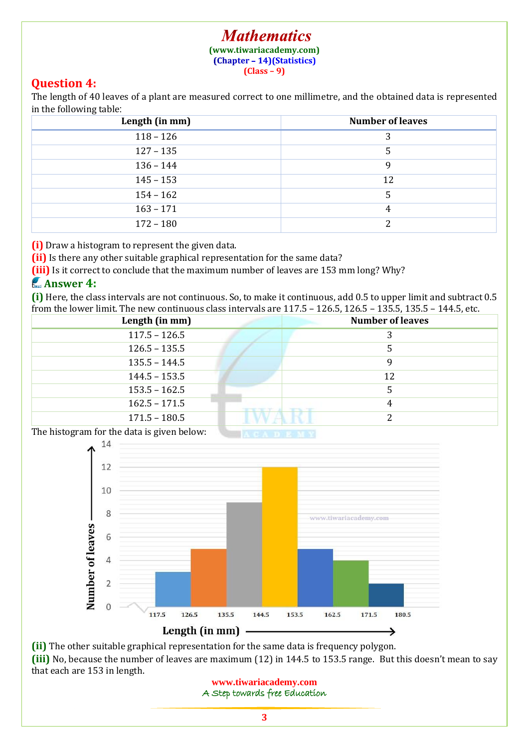## Question 4:

The length of 40 leaves of a plant are measured correct to one millimetre, and the obtained data is represented in the following table:

| Length (in mm) | Number of leaves |
|---|---|
| 118 – 126 | 3 |
| 127 – 135 | 5 |
| 136 – 144 | 9 |
| 145 – 153 | 12 |
| 154 – 162 | 5 |
| 163 – 171 | 4 |
| 172 – 180 | 2 |

**(i)** Draw a histogram to represent the given data.
**(ii)** Is there any other suitable graphical representation for the same data?
**(iii)** Is it correct to conclude that the maximum number of leaves are 153 mm long? Why?

## Answer 4:

**(i)** Here, the class intervals are not continuous. So, to make it continuous, add 0.5 to upper limit and subtract 0.5 from the lower limit. The new continuous class intervals are 117.5 – 126.5, 126.5 – 135.5, 135.5 – 144.5, etc.

| Length (in mm) | Number of leaves |
|---|---|
| 117.5 – 126.5 | 3 |
| 126.5 – 135.5 | 5 |
| 135.5 – 144.5 | 9 |
| 144.5 – 153.5 | 12 |
| 153.5 – 162.5 | 5 |
| 162.5 – 171.5 | 4 |
| 171.5 – 180.5 | 2 |

The histogram for the data is given below:

**(ii)** The other suitable graphical representation for the same data is frequency polygon.

**(iii)** No, because the number of leaves are maximum (12) in 144.5 to 153.5 range. But this doesn't mean to say that each are 153 in length.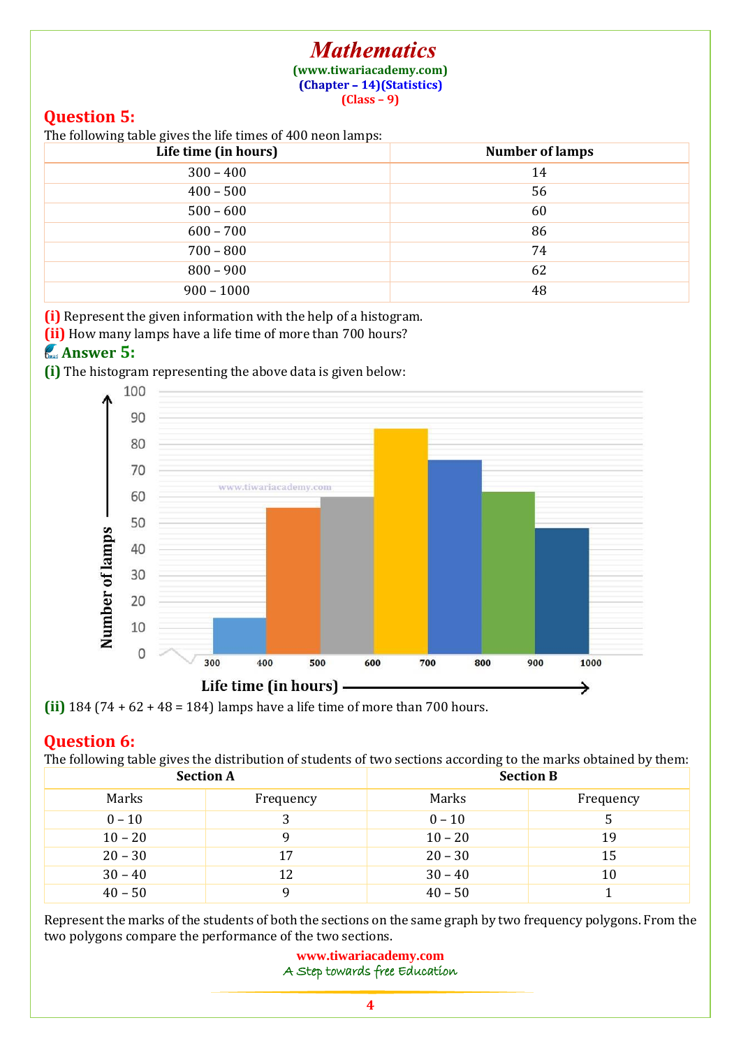## Question 5:

The following table gives the life times of 400 neon lamps:

| Life time (in hours) | Number of lamps |
|---|---|
| 300 – 400 | 14 |
| 400 – 500 | 56 |
| 500 – 600 | 60 |
| 600 – 700 | 86 |
| 700 – 800 | 74 |
| 800 – 900 | 62 |
| 900 – 1000 | 48 |

**(i)** Represent the given information with the help of a histogram.
**(ii)** How many lamps have a life time of more than 700 hours?

## Answer 5:

**(i)** The histogram representing the above data is given below:

**(ii)** 184 (74 + 62 + 48 = 184) lamps have a life time of more than 700 hours.

## Question 6:

The following table gives the distribution of students of two sections according to the marks obtained by them:

| Section A | | Section B | |
|---|---|---|---|
| Marks | Frequency | Marks | Frequency |
| 0 – 10 | 3 | 0 – 10 | 5 |
| 10 – 20 | 9 | 10 – 20 | 19 |
| 20 – 30 | 17 | 20 – 30 | 15 |
| 30 – 40 | 12 | 30 – 40 | 10 |
| 40 – 50 | 9 | 40 – 50 | 1 |

Represent the marks of the students of both the sections on the same graph by two frequency polygons. From the two polygons compare the performance of the two sections.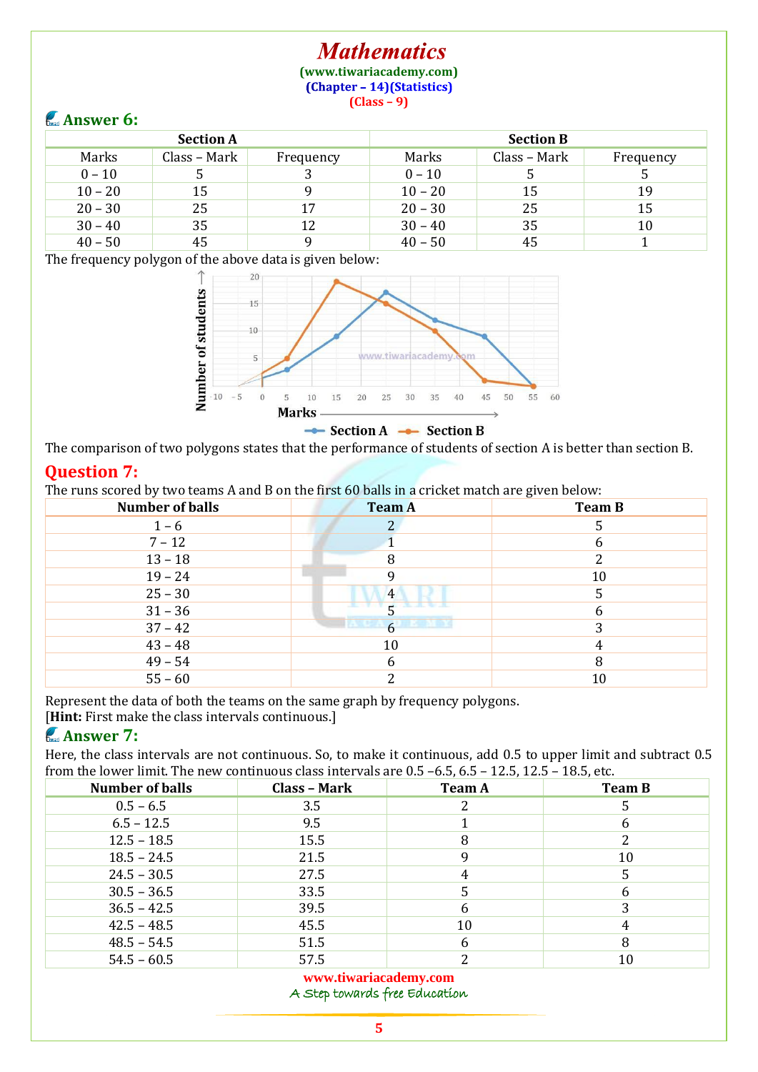## Answer 6:

| Section A | | | Section B | | |
|---|---|---|---|---|---|
| Marks | Class – Mark | Frequency | Marks | Class – Mark | Frequency |
| 0 – 10 | 5 | 3 | 0 – 10 | 5 | 5 |
| 10 – 20 | 15 | 9 | 10 – 20 | 15 | 19 |
| 20 – 30 | 25 | 17 | 20 – 30 | 25 | 15 |
| 30 – 40 | 35 | 12 | 30 – 40 | 35 | 10 |
| 40 – 50 | 45 | 9 | 40 – 50 | 45 | 1 |

The frequency polygon of the above data is given below:

The comparison of two polygons states that the performance of students of section A is better than section B.

## Question 7:

The runs scored by two teams A and B on the first 60 balls in a cricket match are given below:

| Number of balls | Team A | Team B |
|---|---|---|
| 1 – 6 | 2 | 5 |
| 7 – 12 | 1 | 6 |
| 13 – 18 | 8 | 2 |
| 19 – 24 | 9 | 10 |
| 25 – 30 | 4 | 5 |
| 31 – 36 | 5 | 6 |
| 37 – 42 | 6 | 3 |
| 43 – 48 | 10 | 4 |
| 49 – 54 | 6 | 8 |
| 55 – 60 | 2 | 10 |

Represent the data of both the teams on the same graph by frequency polygons.
[**Hint:** First make the class intervals continuous.]

## Answer 7:

Here, the class intervals are not continuous. So, to make it continuous, add 0.5 to upper limit and subtract 0.5 from the lower limit. The new continuous class intervals are 0.5 –6.5, 6.5 – 12.5, 12.5 – 18.5, etc.

| Number of balls | Class – Mark | Team A | Team B |
|---|---|---|---|
| 0.5 – 6.5 | 3.5 | 2 | 5 |
| 6.5 – 12.5 | 9.5 | 1 | 6 |
| 12.5 – 18.5 | 15.5 | 8 | 2 |
| 18.5 – 24.5 | 21.5 | 9 | 10 |
| 24.5 – 30.5 | 27.5 | 4 | 5 |
| 30.5 – 36.5 | 33.5 | 5 | 6 |
| 36.5 – 42.5 | 39.5 | 6 | 3 |
| 42.5 – 48.5 | 45.5 | 10 | 4 |
| 48.5 – 54.5 | 51.5 | 6 | 8 |
| 54.5 – 60.5 | 57.5 | 2 | 10 |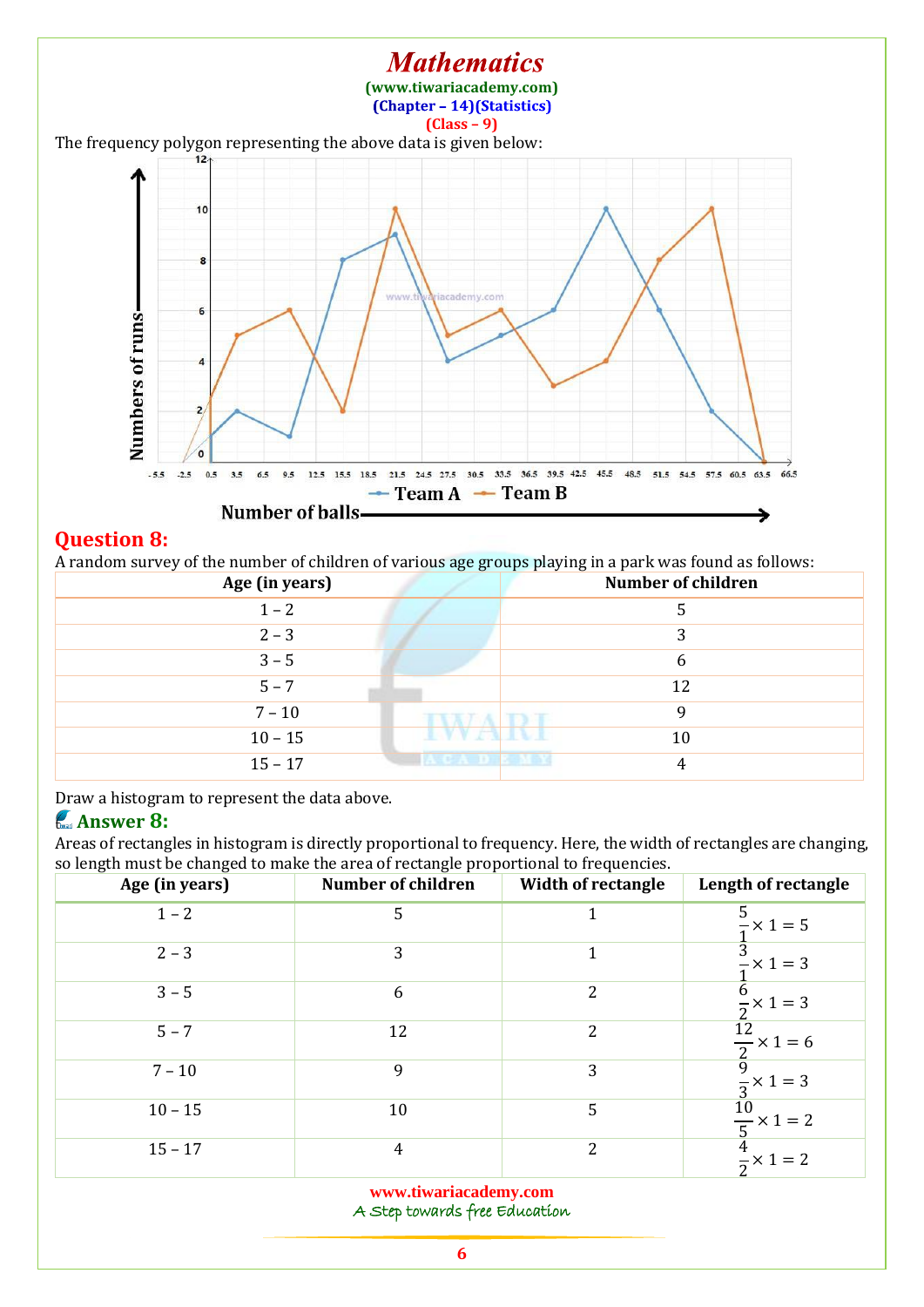The frequency polygon representing the above data is given below:

## Question 8:

A random survey of the number of children of various age groups playing in a park was found as follows:

| Age (in years) | Number of children |
|---|---|
| 1 – 2 | 5 |
| 2 – 3 | 3 |
| 3 – 5 | 6 |
| 5 – 7 | 12 |
| 7 – 10 | 9 |
| 10 – 15 | 10 |
| 15 – 17 | 4 |

Draw a histogram to represent the data above.

## Answer 8:

Areas of rectangles in histogram is directly proportional to frequency. Here, the width of rectangles are changing, so length must be changed to make the area of rectangle proportional to frequencies.

| Age (in years) | Number of children | Width of rectangle | Length of rectangle |
|---|---|---|---|
| 1 – 2 | 5 | 1 | $\frac{5}{1} \times 1 = 5$ |
| 2 – 3 | 3 | 1 | $\frac{3}{1} \times 1 = 3$ |
| 3 – 5 | 6 | 2 | $\frac{6}{2} \times 1 = 3$ |
| 5 – 7 | 12 | 2 | $\frac{12}{2} \times 1 = 6$ |
| 7 – 10 | 9 | 3 | $\frac{9}{3} \times 1 = 3$ |
| 10 – 15 | 10 | 5 | $\frac{10}{5} \times 1 = 2$ |
| 15 – 17 | 4 | 2 | $\frac{4}{2} \times 1 = 2$ |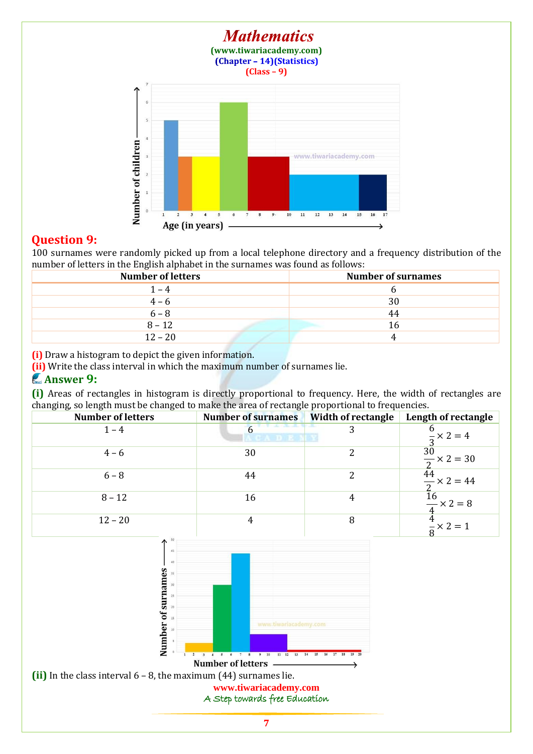7
6
5
4
3
2
1
0
1 2 3 4 5 6 7 8 9 10 11 12 13 14 15 16 17

Number of children

Age (in years)

www.tiwariacademy.com

## Question 9:

100 surnames were randomly picked up from a local telephone directory and a frequency distribution of the number of letters in the English alphabet in the surnames was found as follows:

| Number of letters | Number of surnames |
|---|---|
| 1 – 4 | 6 |
| 4 – 6 | 30 |
| 6 – 8 | 44 |
| 8 – 12 | 16 |
| 12 – 20 | 4 |

**(i)** Draw a histogram to depict the given information.
**(ii)** Write the class interval in which the maximum number of surnames lie.

## Answer 9:

**(i)** Areas of rectangles in histogram is directly proportional to frequency. Here, the width of rectangles are changing, so length must be changed to make the area of rectangle proportional to frequencies.

| Number of letters | Number of surnames | Width of rectangle | Length of rectangle |
|---|---|---|---|
| 1 – 4 | 6 | 3 | $\frac{6}{3} \times 2 = 4$ |
| 4 – 6 | 30 | 2 | $\frac{30}{2} \times 2 = 30$ |
| 6 – 8 | 44 | 2 | $\frac{44}{2} \times 2 = 44$ |
| 8 – 12 | 16 | 4 | $\frac{16}{4} \times 2 = 8$ |
| 12 – 20 | 4 | 8 | $\frac{4}{8} \times 2 = 1$ |

50
45
40
35
30
25
20
15
10
5
0
1 2 3 4 5 6 7 8 9 10 11 12 13 14 15 16 17 18 19 20

Number of surnames

Number of letters

www.tiwariacademy.com

**(ii)** In the class interval 6 – 8, the maximum (44) surnames lie.

www.tiwariacademy.com
A Step towards free Education